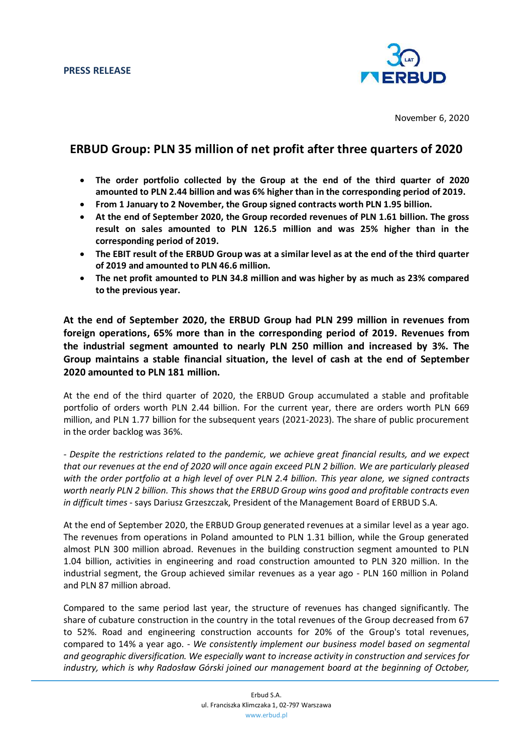**PRESS RELEASE**

November 6, 2020

# ERBUD Group: PLN 35 million of net profit after three quarters of 2020

- **The order portfolio collected by the Group at the end of the third quarter of 2020 amounted to PLN 2.44 billion and was 6% higher than in the corresponding period of 2019.**
- **From 1 January to 2 November, the Group signed contracts worth PLN 1.95 billion.**
- **At the end of September 2020, the Group recorded revenues of PLN 1.61 billion. The gross result on sales amounted to PLN 126.5 million and was 25% higher than in the corresponding period of 2019.**
- **The EBIT result of the ERBUD Group was at a similar level as at the end of the third quarter of 2019 and amounted to PLN 46.6 million.**
- **The net profit amounted to PLN 34.8 million and was higher by as much as 23% compared to the previous year.**

**At the end of September 2020, the ERBUD Group had PLN 299 million in revenues from foreign operations, 65% more than in the corresponding period of 2019. Revenues from the industrial segment amounted to nearly PLN 250 million and increased by 3%. The Group maintains a stable financial situation, the level of cash at the end of September 2020 amounted to PLN 181 million.**

At the end of the third quarter of 2020, the ERBUD Group accumulated a stable and profitable portfolio of orders worth PLN 2.44 billion. For the current year, there are orders worth PLN 669 million, and PLN 1.77 billion for the subsequent years (2021-2023). The share of public procurement in the order backlog was 36%.

*- Despite the restrictions related to the pandemic, we achieve great financial results, and we expect that our revenues at the end of 2020 will once again exceed PLN 2 billion. We are particularly pleased with the order portfolio at a high level of over PLN 2.4 billion. This year alone, we signed contracts worth nearly PLN 2 billion. This shows that the ERBUD Group wins good and profitable contracts even in difficult times* - says Dariusz Grzeszczak, President of the Management Board of ERBUD S.A.

At the end of September 2020, the ERBUD Group generated revenues at a similar level as a year ago. The revenues from operations in Poland amounted to PLN 1.31 billion, while the Group generated almost PLN 300 million abroad. Revenues in the building construction segment amounted to PLN 1.04 billion, activities in engineering and road construction amounted to PLN 320 million. In the industrial segment, the Group achieved similar revenues as a year ago - PLN 160 million in Poland and PLN 87 million abroad.

Compared to the same period last year, the structure of revenues has changed significantly. The share of cubature construction in the country in the total revenues of the Group decreased from 67 to 52%. Road and engineering construction accounts for 20% of the Group's total revenues, compared to 14% a year ago. *- We consistently implement our business model based on segmental and geographic diversification. We especially want to increase activity in construction and services for industry, which is why Radosław Górski joined our management board at the beginning of October,*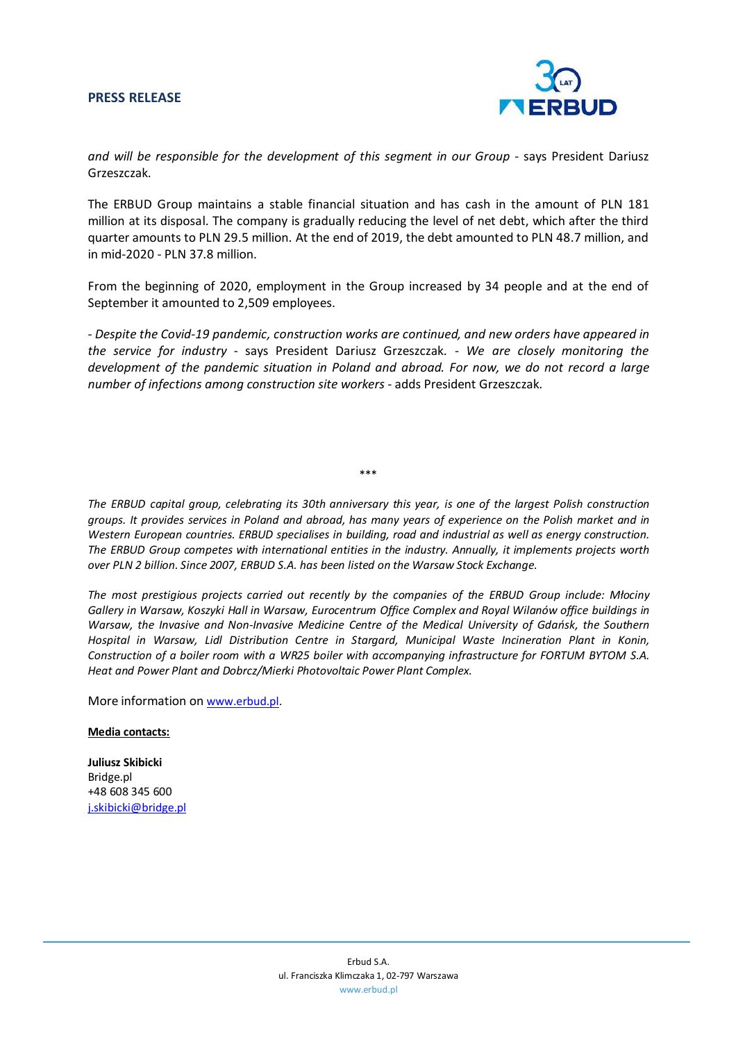*and will be responsible for the development of this segment in our Group* - says President Dariusz Grzeszczak.

The ERBUD Group maintains a stable financial situation and has cash in the amount of PLN 181 million at its disposal. The company is gradually reducing the level of net debt, which after the third quarter amounts to PLN 29.5 million. At the end of 2019, the debt amounted to PLN 48.7 million, and in mid-2020 - PLN 37.8 million.

From the beginning of 2020, employment in the Group increased by 34 people and at the end of September it amounted to 2,509 employees.

*- Despite the Covid-19 pandemic, construction works are continued, and new orders have appeared in the service for industry* - says President Dariusz Grzeszczak. - *We are closely monitoring the development of the pandemic situation in Poland and abroad. For now, we do not record a large number of infections among construction site workers* - adds President Grzeszczak.

***

*The ERBUD capital group, celebrating its 30th anniversary this year, is one of the largest Polish construction groups. It provides services in Poland and abroad, has many years of experience on the Polish market and in Western European countries. ERBUD specialises in building, road and industrial as well as energy construction. The ERBUD Group competes with international entities in the industry. Annually, it implements projects worth over PLN 2 billion. Since 2007, ERBUD S.A. has been listed on the Warsaw Stock Exchange.*

*The most prestigious projects carried out recently by the companies of the ERBUD Group include: Młociny Gallery in Warsaw, Koszyki Hall in Warsaw, Eurocentrum Office Complex and Royal Wilanów office buildings in Warsaw, the Invasive and Non-Invasive Medicine Centre of the Medical University of Gdańsk, the Southern Hospital in Warsaw, Lidl Distribution Centre in Stargard, Municipal Waste Incineration Plant in Konin, Construction of a boiler room with a WR25 boiler with accompanying infrastructure for FORTUM BYTOM S.A. Heat and Power Plant and Dobrcz/Mierki Photovoltaic Power Plant Complex.*

More information on www.erbud.pl.

**Media contacts:**

**Juliusz Skibicki**
Bridge.pl
+48 608 345 600
j.skibicki@bridge.pl